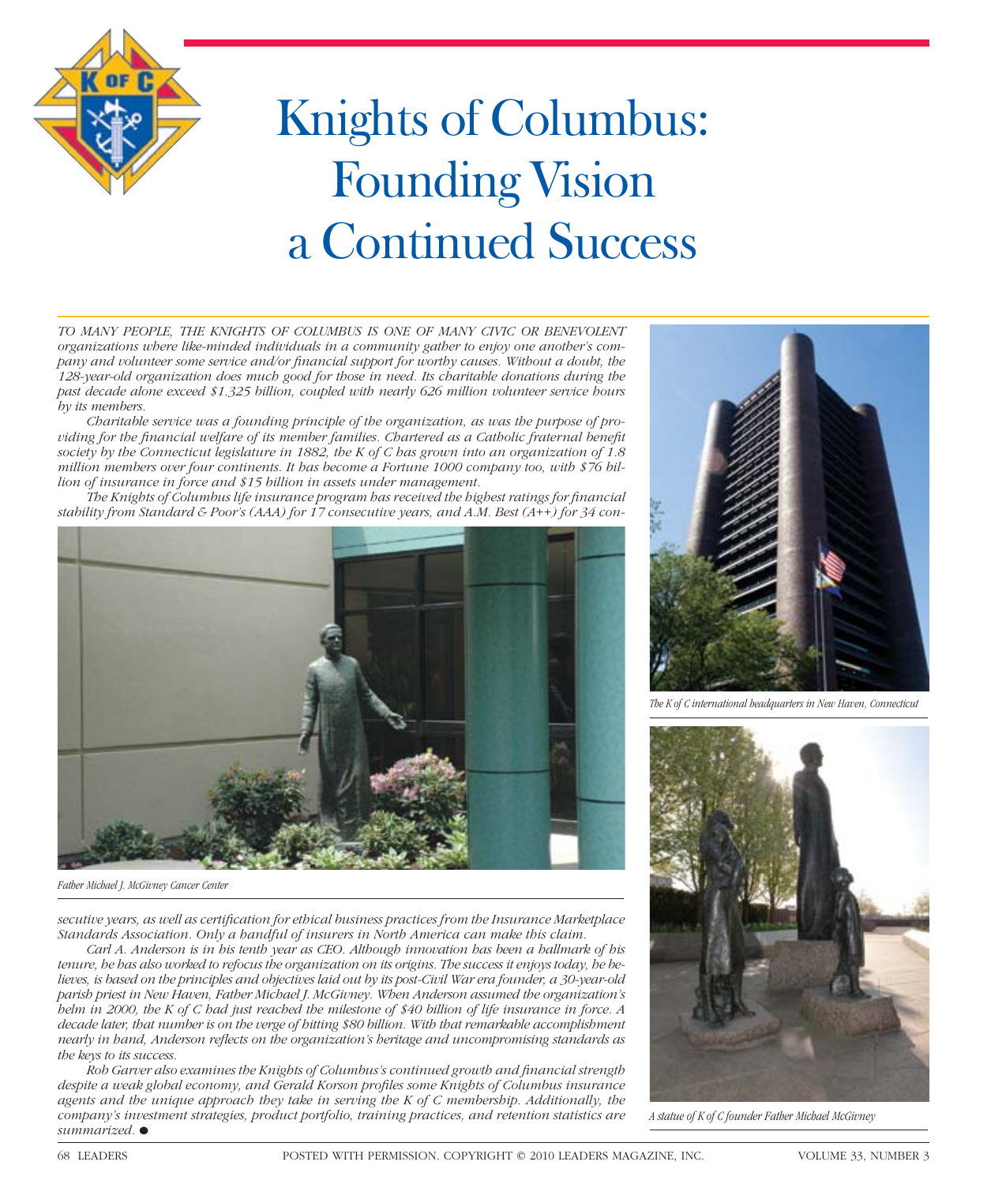# Knights of Columbus: Founding Vision a Continued Success

*TO MANY PEOPLE, THE KNIGHTS OF COLUMBUS IS ONE OF MANY CIVIC OR BENEVOLENT organizations where like-minded individuals in a community gather to enjoy one another's company and volunteer some service and/or financial support for worthy causes. Without a doubt, the 128-year-old organization does much good for those in need. Its charitable donations during the past decade alone exceed $1.325 billion, coupled with nearly 626 million volunteer service hours by its members.*

*Charitable service was a founding principle of the organization, as was the purpose of providing for the financial welfare of its member families. Chartered as a Catholic fraternal benefit society by the Connecticut legislature in 1882, the K of C has grown into an organization of 1.8 million members over four continents. It has become a Fortune 1000 company too, with $76 billion of insurance in force and $15 billion in assets under management.*

*The Knights of Columbus life insurance program has received the highest ratings for financial stability from Standard & Poor's (AAA) for 17 consecutive years, and A.M. Best (A++) for 34 consecutive years, as well as certification for ethical business practices from the Insurance Marketplace Standards Association. Only a handful of insurers in North America can make this claim.*

*Carl A. Anderson is in his tenth year as CEO. Although innovation has been a hallmark of his tenure, he has also worked to refocus the organization on its origins. The success it enjoys today, he believes, is based on the principles and objectives laid out by its post-Civil War era founder, a 30-year-old parish priest in New Haven, Father Michael J. McGivney. When Anderson assumed the organization's helm in 2000, the K of C had just reached the milestone of $40 billion of life insurance in force. A decade later, that number is on the verge of hitting $80 billion. With that remarkable accomplishment nearly in hand, Anderson reflects on the organization's heritage and uncompromising standards as the keys to its success.*

*Rob Garver also examines the Knights of Columbus's continued growth and financial strength despite a weak global economy, and Gerald Korson profiles some Knights of Columbus insurance agents and the unique approach they take in serving the K of C membership. Additionally, the company's investment strategies, product portfolio, training practices, and retention statistics are summarized.* ●

*Father Michael J. McGivney Cancer Center*

*The K of C international headquarters in New Haven, Connecticut*

*A statue of K of C founder Father Michael McGivney*

POSTED WITH PERMISSION. COPYRIGHT © 2010 LEADERS MAGAZINE, INC.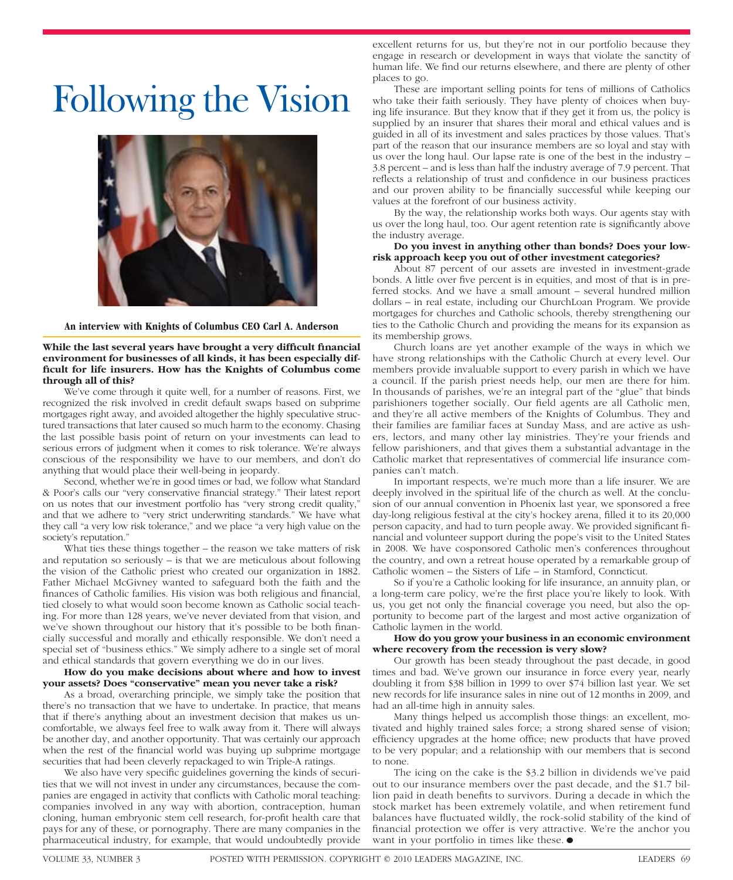# Following the Vision

**An interview with Knights of Columbus CEO Carl A. Anderson**

**While the last several years have brought a very difficult financial environment for businesses of all kinds, it has been especially difficult for life insurers. How has the Knights of Columbus come through all of this?**

We've come through it quite well, for a number of reasons. First, we recognized the risk involved in credit default swaps based on subprime mortgages right away, and avoided altogether the highly speculative structured transactions that later caused so much harm to the economy. Chasing the last possible basis point of return on your investments can lead to serious errors of judgment when it comes to risk tolerance. We're always conscious of the responsibility we have to our members, and don't do anything that would place their well-being in jeopardy.

Second, whether we're in good times or bad, we follow what Standard & Poor's calls our "very conservative financial strategy." Their latest report on us notes that our investment portfolio has "very strong credit quality," and that we adhere to "very strict underwriting standards." We have what they call "a very low risk tolerance," and we place "a very high value on the society's reputation."

What ties these things together – the reason we take matters of risk and reputation so seriously – is that we are meticulous about following the vision of the Catholic priest who created our organization in 1882. Father Michael McGivney wanted to safeguard both the faith and the finances of Catholic families. His vision was both religious and financial, tied closely to what would soon become known as Catholic social teaching. For more than 128 years, we've never deviated from that vision, and we've shown throughout our history that it's possible to be both financially successful and morally and ethically responsible. We don't need a special set of "business ethics." We simply adhere to a single set of moral and ethical standards that govern everything we do in our lives.

**How do you make decisions about where and how to invest your assets? Does "conservative" mean you never take a risk?**

As a broad, overarching principle, we simply take the position that there's no transaction that we have to undertake. In practice, that means that if there's anything about an investment decision that makes us uncomfortable, we always feel free to walk away from it. There will always be another day, and another opportunity. That was certainly our approach when the rest of the financial world was buying up subprime mortgage securities that had been cleverly repackaged to win Triple-A ratings.

We also have very specific guidelines governing the kinds of securities that we will not invest in under any circumstances, because the companies are engaged in activity that conflicts with Catholic moral teaching: companies involved in any way with abortion, contraception, human cloning, human embryonic stem cell research, for-profit health care that pays for any of these, or pornography. There are many companies in the pharmaceutical industry, for example, that would undoubtedly provide excellent returns for us, but they're not in our portfolio because they engage in research or development in ways that violate the sanctity of human life. We find our returns elsewhere, and there are plenty of other places to go.

These are important selling points for tens of millions of Catholics who take their faith seriously. They have plenty of choices when buying life insurance. But they know that if they get it from us, the policy is supplied by an insurer that shares their moral and ethical values and is guided in all of its investment and sales practices by those values. That's part of the reason that our insurance members are so loyal and stay with us over the long haul. Our lapse rate is one of the best in the industry – 3.8 percent – and is less than half the industry average of 7.9 percent. That reflects a relationship of trust and confidence in our business practices and our proven ability to be financially successful while keeping our values at the forefront of our business activity.

By the way, the relationship works both ways. Our agents stay with us over the long haul, too. Our agent retention rate is significantly above the industry average.

**Do you invest in anything other than bonds? Does your low-risk approach keep you out of other investment categories?**

About 87 percent of our assets are invested in investment-grade bonds. A little over five percent is in equities, and most of that is in preferred stocks. And we have a small amount – several hundred million dollars – in real estate, including our ChurchLoan Program. We provide mortgages for churches and Catholic schools, thereby strengthening our ties to the Catholic Church and providing the means for its expansion as its membership grows.

Church loans are yet another example of the ways in which we have strong relationships with the Catholic Church at every level. Our members provide invaluable support to every parish in which we have a council. If the parish priest needs help, our men are there for him. In thousands of parishes, we're an integral part of the "glue" that binds parishioners together socially. Our field agents are all Catholic men, and they're all active members of the Knights of Columbus. They and their families are familiar faces at Sunday Mass, and are active as ushers, lectors, and many other lay ministries. They're your friends and fellow parishioners, and that gives them a substantial advantage in the Catholic market that representatives of commercial life insurance companies can't match.

In important respects, we're much more than a life insurer. We are deeply involved in the spiritual life of the church as well. At the conclusion of our annual convention in Phoenix last year, we sponsored a free day-long religious festival at the city's hockey arena, filled it to its 20,000 person capacity, and had to turn people away. We provided significant financial and volunteer support during the pope's visit to the United States in 2008. We have cosponsored Catholic men's conferences throughout the country, and own a retreat house operated by a remarkable group of Catholic women – the Sisters of Life – in Stamford, Conncticut.

So if you're a Catholic looking for life insurance, an annuity plan, or a long-term care policy, we're the first place you're likely to look. With us, you get not only the financial coverage you need, but also the opportunity to become part of the largest and most active organization of Catholic laymen in the world.

**How do you grow your business in an economic environment where recovery from the recession is very slow?**

Our growth has been steady throughout the past decade, in good times and bad. We've grown our insurance in force every year, nearly doubling it from $38 billion in 1999 to over $74 billion last year. We set new records for life insurance sales in nine out of 12 months in 2009, and had an all-time high in annuity sales.

Many things helped us accomplish those things: an excellent, motivated and highly trained sales force; a strong shared sense of vision; efficiency upgrades at the home office; new products that have proved to be very popular; and a relationship with our members that is second to none.

The icing on the cake is the $3.2 billion in dividends we've paid out to our insurance members over the past decade, and the $1.7 billion paid in death benefits to survivors. During a decade in which the stock market has been extremely volatile, and when retirement fund balances have fluctuated wildly, the rock-solid stability of the kind of financial protection we offer is very attractive. We're the anchor you want in your portfolio in times like these. ●

POSTED WITH PERMISSION. COPYRIGHT © 2010 LEADERS MAGAZINE, INC.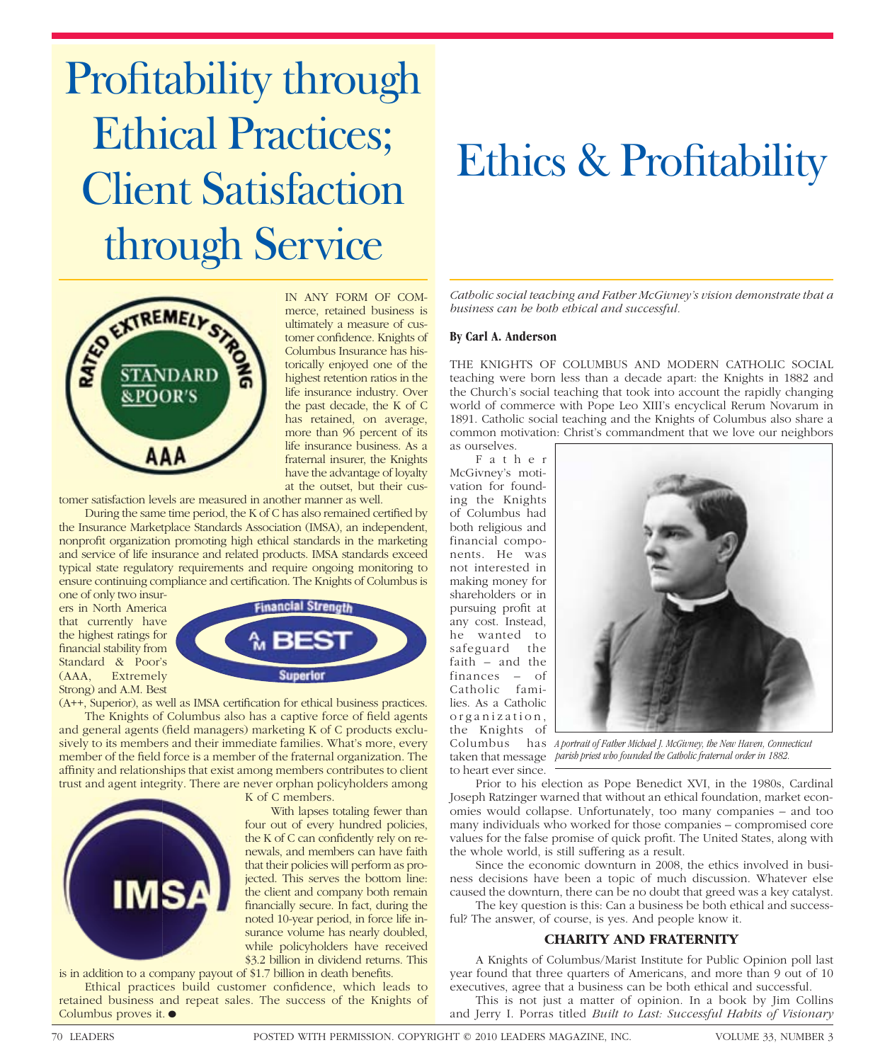# Profitability through Ethical Practices; Client Satisfaction through Service

IN ANY FORM OF COMmerce, retained business is ultimately a measure of customer confidence. Knights of Columbus Insurance has historically enjoyed one of the highest retention ratios in the life insurance industry. Over the past decade, the K of C has retained, on average, more than 96 percent of its life insurance business. As a fraternal insurer, the Knights have the advantage of loyalty at the outset, but their customer satisfaction levels are measured in another manner as well.

During the same time period, the K of C has also remained certified by the Insurance Marketplace Standards Association (IMSA), an independent, nonprofit organization promoting high ethical standards in the marketing and service of life insurance and related products. IMSA standards exceed typical state regulatory requirements and require ongoing monitoring to ensure continuing compliance and certification. The Knights of Columbus is one of only two insurers in North America that currently have the highest ratings for financial stability from Standard & Poor's (AAA, Extremely Strong) and A.M. Best (A++, Superior), as well as IMSA certification for ethical business practices.

The Knights of Columbus also has a captive force of field agents and general agents (field managers) marketing K of C products exclusively to its members and their immediate families. What's more, every member of the field force is a member of the fraternal organization. The affinity and relationships that exist among members contributes to client trust and agent integrity. There are never orphan policyholders among K of C members.

With lapses totaling fewer than four out of every hundred policies, the K of C can confidently rely on renewals, and members can have faith that their policies will perform as projected. This serves the bottom line: the client and company both remain financially secure. In fact, during the noted 10-year period, in force life insurance volume has nearly doubled, while policyholders have received $3.2 billion in dividend returns. This is in addition to a company payout of $1.7 billion in death benefits.

Ethical practices build customer confidence, which leads to retained business and repeat sales. The success of the Knights of Columbus proves it. ●

# Ethics & Profitability

*Catholic social teaching and Father McGivney's vision demonstrate that a business can be both ethical and successful.*

**By Carl A. Anderson**

THE KNIGHTS OF COLUMBUS AND MODERN CATHOLIC SOCIAL teaching were born less than a decade apart: the Knights in 1882 and the Church's social teaching that took into account the rapidly changing world of commerce with Pope Leo XIII's encyclical Rerum Novarum in 1891. Catholic social teaching and the Knights of Columbus also share a common motivation: Christ's commandment that we love our neighbors as ourselves.

Father McGivney's motivation for founding the Knights of Columbus had both religious and financial components. He was not interested in making money for shareholders or in pursuing profit at any cost. Instead, he wanted to safeguard the faith – and the finances – of Catholic families. As a Catholic organization, the Knights of Columbus has taken that message to heart ever since.

*A portrait of Father Michael J. McGivney, the New Haven, Connecticut parish priest who founded the Catholic fraternal order in 1882.*

Prior to his election as Pope Benedict XVI, in the 1980s, Cardinal Joseph Ratzinger warned that without an ethical foundation, market economies would collapse. Unfortunately, too many companies – and too many individuals who worked for those companies – compromised core values for the false promise of quick profit. The United States, along with the whole world, is still suffering as a result.

Since the economic downturn in 2008, the ethics involved in business decisions have been a topic of much discussion. Whatever else caused the downturn, there can be no doubt that greed was a key catalyst.

The key question is this: Can a business be both ethical and successful? The answer, of course, is yes. And people know it.

### CHARITY AND FRATERNITY

A Knights of Columbus/Marist Institute for Public Opinion poll last year found that three quarters of Americans, and more than 9 out of 10 executives, agree that a business can be both ethical and successful.

This is not just a matter of opinion. In a book by Jim Collins and Jerry I. Porras titled *Built to Last: Successful Habits of Visionary*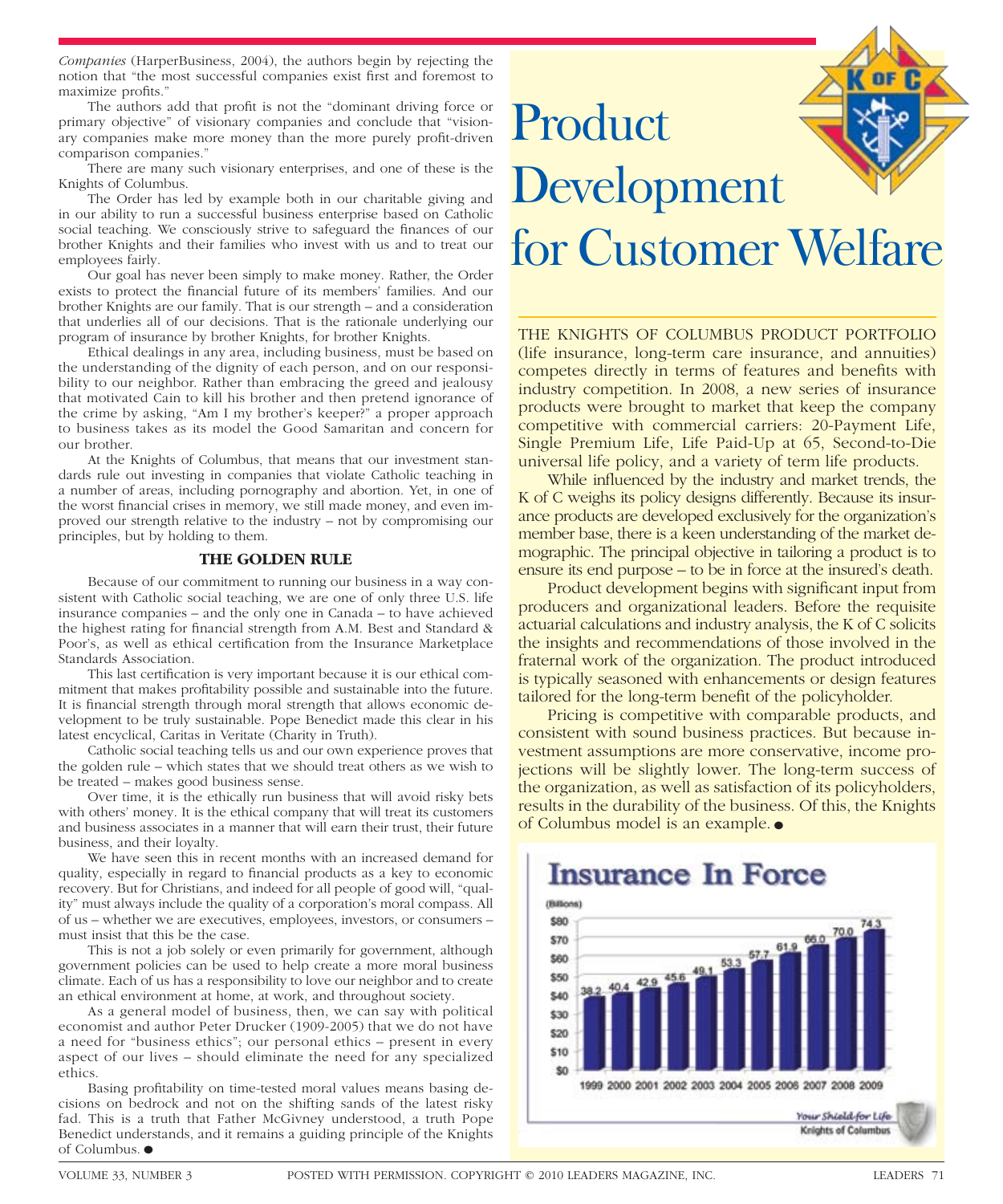*Companies* (HarperBusiness, 2004), the authors begin by rejecting the notion that "the most successful companies exist first and foremost to maximize profits."

The authors add that profit is not the "dominant driving force or primary objective" of visionary companies and conclude that "visionary companies make more money than the more purely profit-driven comparison companies."

There are many such visionary enterprises, and one of these is the Knights of Columbus.

The Order has led by example both in our charitable giving and in our ability to run a successful business enterprise based on Catholic social teaching. We consciously strive to safeguard the finances of our brother Knights and their families who invest with us and to treat our employees fairly.

Our goal has never been simply to make money. Rather, the Order exists to protect the financial future of its members' families. And our brother Knights are our family. That is our strength – and a consideration that underlies all of our decisions. That is the rationale underlying our program of insurance by brother Knights, for brother Knights.

Ethical dealings in any area, including business, must be based on the understanding of the dignity of each person, and on our responsibility to our neighbor. Rather than embracing the greed and jealousy that motivated Cain to kill his brother and then pretend ignorance of the crime by asking, "Am I my brother's keeper?" a proper approach to business takes as its model the Good Samaritan and concern for our brother.

At the Knights of Columbus, that means that our investment standards rule out investing in companies that violate Catholic teaching in a number of areas, including pornography and abortion. Yet, in one of the worst financial crises in memory, we still made money, and even improved our strength relative to the industry – not by compromising our principles, but by holding to them.

### THE GOLDEN RULE

Because of our commitment to running our business in a way consistent with Catholic social teaching, we are one of only three U.S. life insurance companies – and the only one in Canada – to have achieved the highest rating for financial strength from A.M. Best and Standard & Poor's, as well as ethical certification from the Insurance Marketplace Standards Association.

This last certification is very important because it is our ethical commitment that makes profitability possible and sustainable into the future. It is financial strength through moral strength that allows economic development to be truly sustainable. Pope Benedict made this clear in his latest encyclical, Caritas in Veritate (Charity in Truth).

Catholic social teaching tells us and our own experience proves that the golden rule – which states that we should treat others as we wish to be treated – makes good business sense.

Over time, it is the ethically run business that will avoid risky bets with others' money. It is the ethical company that will treat its customers and business associates in a manner that will earn their trust, their future business, and their loyalty.

We have seen this in recent months with an increased demand for quality, especially in regard to financial products as a key to economic recovery. But for Christians, and indeed for all people of good will, "quality" must always include the quality of a corporation's moral compass. All of us – whether we are executives, employees, investors, or consumers – must insist that this be the case.

This is not a job solely or even primarily for government, although government policies can be used to help create a more moral business climate. Each of us has a responsibility to love our neighbor and to create an ethical environment at home, at work, and throughout society.

As a general model of business, then, we can say with political economist and author Peter Drucker (1909-2005) that we do not have a need for "business ethics"; our personal ethics – present in every aspect of our lives – should eliminate the need for any specialized ethics.

Basing profitability on time-tested moral values means basing decisions on bedrock and not on the shifting sands of the latest risky fad. This is a truth that Father McGivney understood, a truth Pope Benedict understands, and it remains a guiding principle of the Knights of Columbus. ●

# Product Development for Customer Welfare

THE KNIGHTS OF COLUMBUS PRODUCT PORTFOLIO (life insurance, long-term care insurance, and annuities) competes directly in terms of features and benefits with industry competition. In 2008, a new series of insurance products were brought to market that keep the company competitive with commercial carriers: 20-Payment Life, Single Premium Life, Life Paid-Up at 65, Second-to-Die universal life policy, and a variety of term life products.

While influenced by the industry and market trends, the K of C weighs its policy designs differently. Because its insurance products are developed exclusively for the organization's member base, there is a keen understanding of the market demographic. The principal objective in tailoring a product is to ensure its end purpose – to be in force at the insured's death.

Product development begins with significant input from producers and organizational leaders. Before the requisite actuarial calculations and industry analysis, the K of C solicits the insights and recommendations of those involved in the fraternal work of the organization. The product introduced is typically seasoned with enhancements or design features tailored for the long-term benefit of the policyholder.

Pricing is competitive with comparable products, and consistent with sound business practices. But because investment assumptions are more conservative, income projections will be slightly lower. The long-term success of the organization, as well as satisfaction of its policyholders, results in the durability of the business. Of this, the Knights of Columbus model is an example. ●

**Insurance In Force**

(Billions)

| Year | 1999 | 2000 | 2001 | 2002 | 2003 | 2004 | 2005 | 2006 | 2007 | 2008 | 2009 |
|---|---|---|---|---|---|---|---|---|---|---|---|
| Insurance In Force ($ Billions) | 38.2 | 40.4 | 42.9 | 45.6 | 49.1 | 53.3 | 57.7 | 61.9 | 66.0 | 70.0 | 74.3 |

Your Shield for Life
Knights of Columbus

POSTED WITH PERMISSION. COPYRIGHT © 2010 LEADERS MAGAZINE, INC.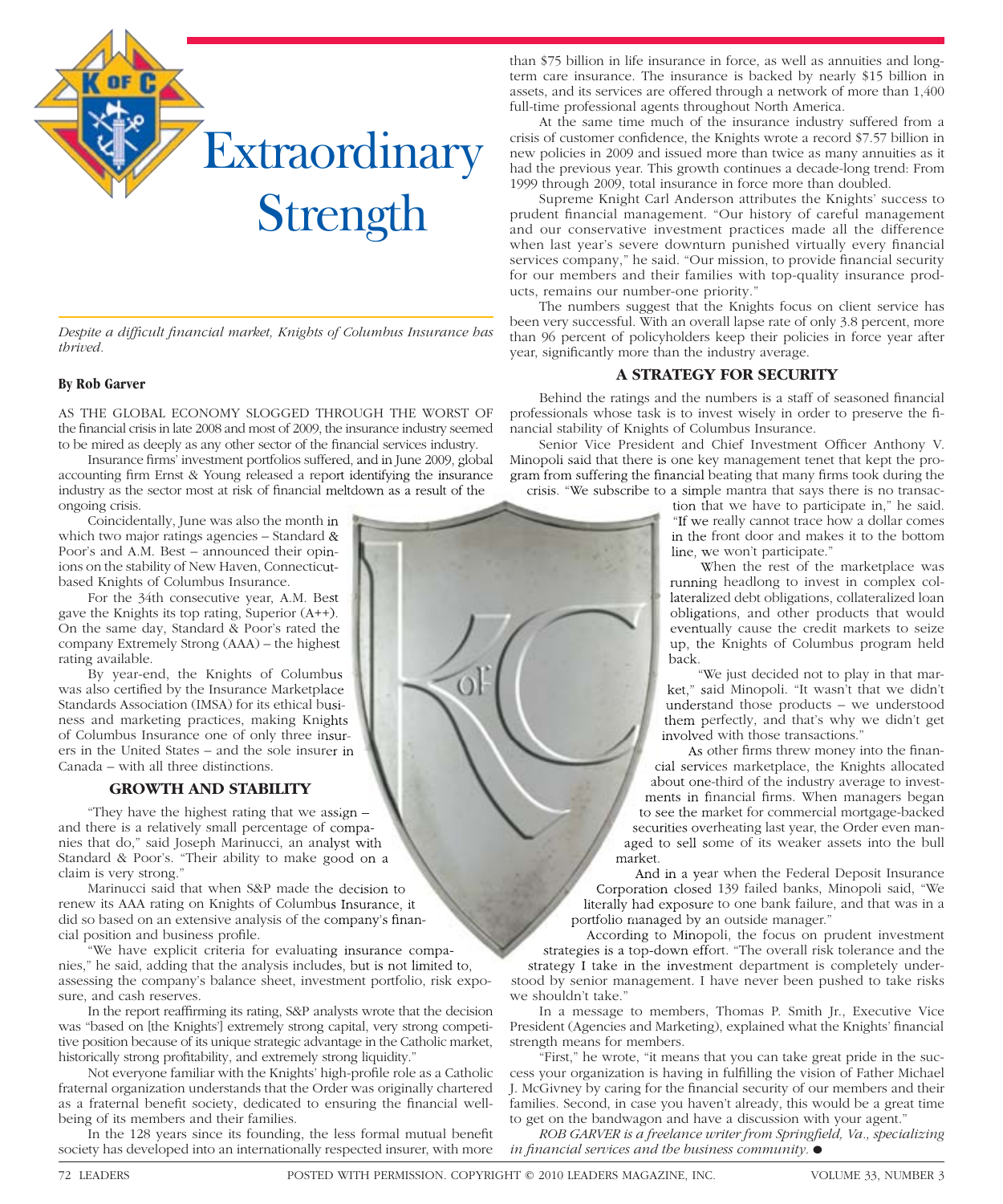# Extraordinary Strength

*Despite a difficult financial market, Knights of Columbus Insurance has thrived.*

**By Rob Garver**

AS THE GLOBAL ECONOMY SLOGGED THROUGH THE WORST OF the financial crisis in late 2008 and most of 2009, the insurance industry seemed to be mired as deeply as any other sector of the financial services industry.

Insurance firms' investment portfolios suffered, and in June 2009, global accounting firm Ernst & Young released a report identifying the insurance industry as the sector most at risk of financial meltdown as a result of the ongoing crisis.

Coincidentally, June was also the month in which two major ratings agencies – Standard & Poor's and A.M. Best – announced their opinions on the stability of New Haven, Connecticut-based Knights of Columbus Insurance.

For the 34th consecutive year, A.M. Best gave the Knights its top rating, Superior (A++). On the same day, Standard & Poor's rated the company Extremely Strong (AAA) – the highest rating available.

By year-end, the Knights of Columbus was also certified by the Insurance Marketplace Standards Association (IMSA) for its ethical business and marketing practices, making Knights of Columbus Insurance one of only three insurers in the United States – and the sole insurer in Canada – with all three distinctions.

## GROWTH AND STABILITY

"They have the highest rating that we assign – and there is a relatively small percentage of companies that do," said Joseph Marinucci, an analyst with Standard & Poor's. "Their ability to make good on a claim is very strong."

Marinucci said that when S&P made the decision to renew its AAA rating on Knights of Columbus Insurance, it did so based on an extensive analysis of the company's financial position and business profile.

"We have explicit criteria for evaluating insurance companies," he said, adding that the analysis includes, but is not limited to, assessing the company's balance sheet, investment portfolio, risk exposure, and cash reserves.

In the report reaffirming its rating, S&P analysts wrote that the decision was "based on [the Knights'] extremely strong capital, very strong competitive position because of its unique strategic advantage in the Catholic market, historically strong profitability, and extremely strong liquidity."

Not everyone familiar with the Knights' high-profile role as a Catholic fraternal organization understands that the Order was originally chartered as a fraternal benefit society, dedicated to ensuring the financial well-being of its members and their families.

In the 128 years since its founding, the less formal mutual benefit society has developed into an internationally respected insurer, with more than $75 billion in life insurance in force, as well as annuities and long-term care insurance. The insurance is backed by nearly $15 billion in assets, and its services are offered through a network of more than 1,400 full-time professional agents throughout North America.

At the same time much of the insurance industry suffered from a crisis of customer confidence, the Knights wrote a record $7.57 billion in new policies in 2009 and issued more than twice as many annuities as it had the previous year. This growth continues a decade-long trend: From 1999 through 2009, total insurance in force more than doubled.

Supreme Knight Carl Anderson attributes the Knights' success to prudent financial management. "Our history of careful management and our conservative investment practices made all the difference when last year's severe downturn punished virtually every financial services company," he said. "Our mission, to provide financial security for our members and their families with top-quality insurance products, remains our number-one priority."

The numbers suggest that the Knights focus on client service has been very successful. With an overall lapse rate of only 3.8 percent, more than 96 percent of policyholders keep their policies in force year after year, significantly more than the industry average.

## A STRATEGY FOR SECURITY

Behind the ratings and the numbers is a staff of seasoned financial professionals whose task is to invest wisely in order to preserve the financial stability of Knights of Columbus Insurance.

Senior Vice President and Chief Investment Officer Anthony V. Minopoli said that there is one key management tenet that kept the program from suffering the financial beating that many firms took during the crisis. "We subscribe to a simple mantra that says there is no transaction that we have to participate in," he said. "If we really cannot trace how a dollar comes in the front door and makes it to the bottom line, we won't participate."

When the rest of the marketplace was running headlong to invest in complex collateralized debt obligations, collateralized loan obligations, and other products that would eventually cause the credit markets to seize up, the Knights of Columbus program held back.

"We just decided not to play in that market," said Minopoli. "It wasn't that we didn't understand those products – we understood them perfectly, and that's why we didn't get involved with those transactions."

As other firms threw money into the financial services marketplace, the Knights allocated about one-third of the industry average to investments in financial firms. When managers began to see the market for commercial mortgage-backed securities overheating last year, the Order even managed to sell some of its weaker assets into the bull market.

And in a year when the Federal Deposit Insurance Corporation closed 139 failed banks, Minopoli said, "We literally had exposure to one bank failure, and that was in a portfolio managed by an outside manager."

According to Minopoli, the focus on prudent investment strategies is a top-down effort. "The overall risk tolerance and the strategy I take in the investment department is completely understood by senior management. I have never been pushed to take risks we shouldn't take."

In a message to members, Thomas P. Smith Jr., Executive Vice President (Agencies and Marketing), explained what the Knights' financial strength means for members.

"First," he wrote, "it means that you can take great pride in the success your organization is having in fulfilling the vision of Father Michael J. McGivney by caring for the financial security of our members and their families. Second, in case you haven't already, this would be a great time to get on the bandwagon and have a discussion with your agent."

*ROB GARVER is a freelance writer from Springfield, Va., specializing in financial services and the business community.* ●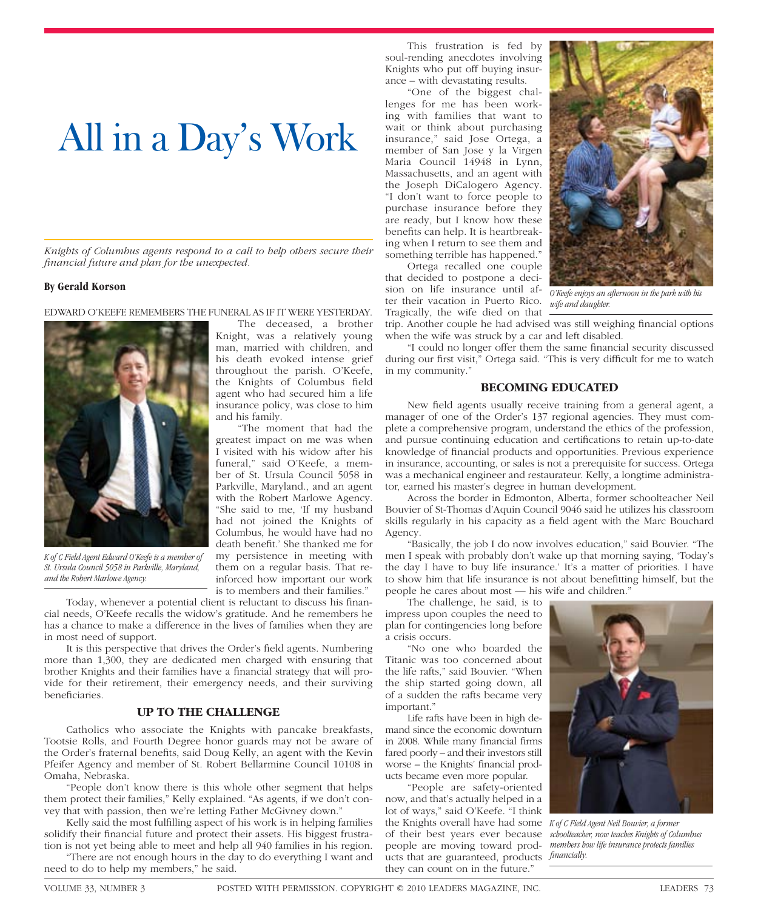# All in a Day's Work

*Knights of Columbus agents respond to a call to help others secure their financial future and plan for the unexpected.*

**By Gerald Korson**

EDWARD O'KEEFE REMEMBERS THE FUNERAL AS IF IT WERE YESTERDAY. The deceased, a brother Knight, was a relatively young man, married with children, and his death evoked intense grief throughout the parish. O'Keefe, the Knights of Columbus field agent who had secured him a life insurance policy, was close to him and his family.

*K of C Field Agent Edward O'Keefe is a member of St. Ursula Council 5058 in Parkville, Maryland, and the Robert Marlowe Agency.*

"The moment that had the greatest impact on me was when I visited with his widow after his funeral," said O'Keefe, a member of St. Ursula Council 5058 in Parkville, Maryland., and an agent with the Robert Marlowe Agency. "She said to me, 'If my husband had not joined the Knights of Columbus, he would have had no death benefit.' She thanked me for my persistence in meeting with them on a regular basis. That reinforced how important our work is to members and their families."

Today, whenever a potential client is reluctant to discuss his financial needs, O'Keefe recalls the widow's gratitude. And he remembers he has a chance to make a difference in the lives of families when they are in most need of support.

It is this perspective that drives the Order's field agents. Numbering more than 1,300, they are dedicated men charged with ensuring that brother Knights and their families have a financial strategy that will provide for their retirement, their emergency needs, and their surviving beneficiaries.

### UP TO THE CHALLENGE

Catholics who associate the Knights with pancake breakfasts, Tootsie Rolls, and Fourth Degree honor guards may not be aware of the Order's fraternal benefits, said Doug Kelly, an agent with the Kevin Pfeifer Agency and member of St. Robert Bellarmine Council 10108 in Omaha, Nebraska.

"People don't know there is this whole other segment that helps them protect their families," Kelly explained. "As agents, if we don't convey that with passion, then we're letting Father McGivney down."

Kelly said the most fulfilling aspect of his work is in helping families solidify their financial future and protect their assets. His biggest frustration is not yet being able to meet and help all 940 families in his region.

"There are not enough hours in the day to do everything I want and need to do to help my members," he said.

This frustration is fed by soul-rending anecdotes involving Knights who put off buying insurance – with devastating results.

"One of the biggest challenges for me has been working with families that want to wait or think about purchasing insurance," said Jose Ortega, a member of San Jose y la Virgen Maria Council 14948 in Lynn, Massachusetts, and an agent with the Joseph DiCalogero Agency. "I don't want to force people to purchase insurance before they are ready, but I know how these benefits can help. It is heartbreaking when I return to see them and something terrible has happened."

*O'Keefe enjoys an afternoon in the park with his wife and daughter.*

Ortega recalled one couple that decided to postpone a decision on life insurance until after their vacation in Puerto Rico. Tragically, the wife died on that trip. Another couple he had advised was still weighing financial options when the wife was struck by a car and left disabled.

"I could no longer offer them the same financial security discussed during our first visit," Ortega said. "This is very difficult for me to watch in my community."

### BECOMING EDUCATED

New field agents usually receive training from a general agent, a manager of one of the Order's 137 regional agencies. They must complete a comprehensive program, understand the ethics of the profession, and pursue continuing education and certifications to retain up-to-date knowledge of financial products and opportunities. Previous experience in insurance, accounting, or sales is not a prerequisite for success. Ortega was a mechanical engineer and restaurateur. Kelly, a longtime administrator, earned his master's degree in human development.

Across the border in Edmonton, Alberta, former schoolteacher Neil Bouvier of St-Thomas d'Aquin Council 9046 said he utilizes his classroom skills regularly in his capacity as a field agent with the Marc Bouchard Agency.

"Basically, the job I do now involves education," said Bouvier. "The men I speak with probably don't wake up that morning saying, 'Today's the day I have to buy life insurance.' It's a matter of priorities. I have to show him that life insurance is not about benefitting himself, but the people he cares about most — his wife and children."

The challenge, he said, is to impress upon couples the need to plan for contingencies long before a crisis occurs.

"No one who boarded the Titanic was too concerned about the life rafts," said Bouvier. "When the ship started going down, all of a sudden the rafts became very important."

Life rafts have been in high demand since the economic downturn in 2008. While many financial firms fared poorly – and their investors still worse – the Knights' financial products became even more popular.

"People are safety-oriented now, and that's actually helped in a lot of ways," said O'Keefe. "I think the Knights overall have had some of their best years ever because people are moving toward products that are guaranteed, products they can count on in the future."

*K of C Field Agent Neil Bouvier, a former schoolteacher, now teaches Knights of Columbus members how life insurance protects families financially.*

POSTED WITH PERMISSION. COPYRIGHT © 2010 LEADERS MAGAZINE, INC.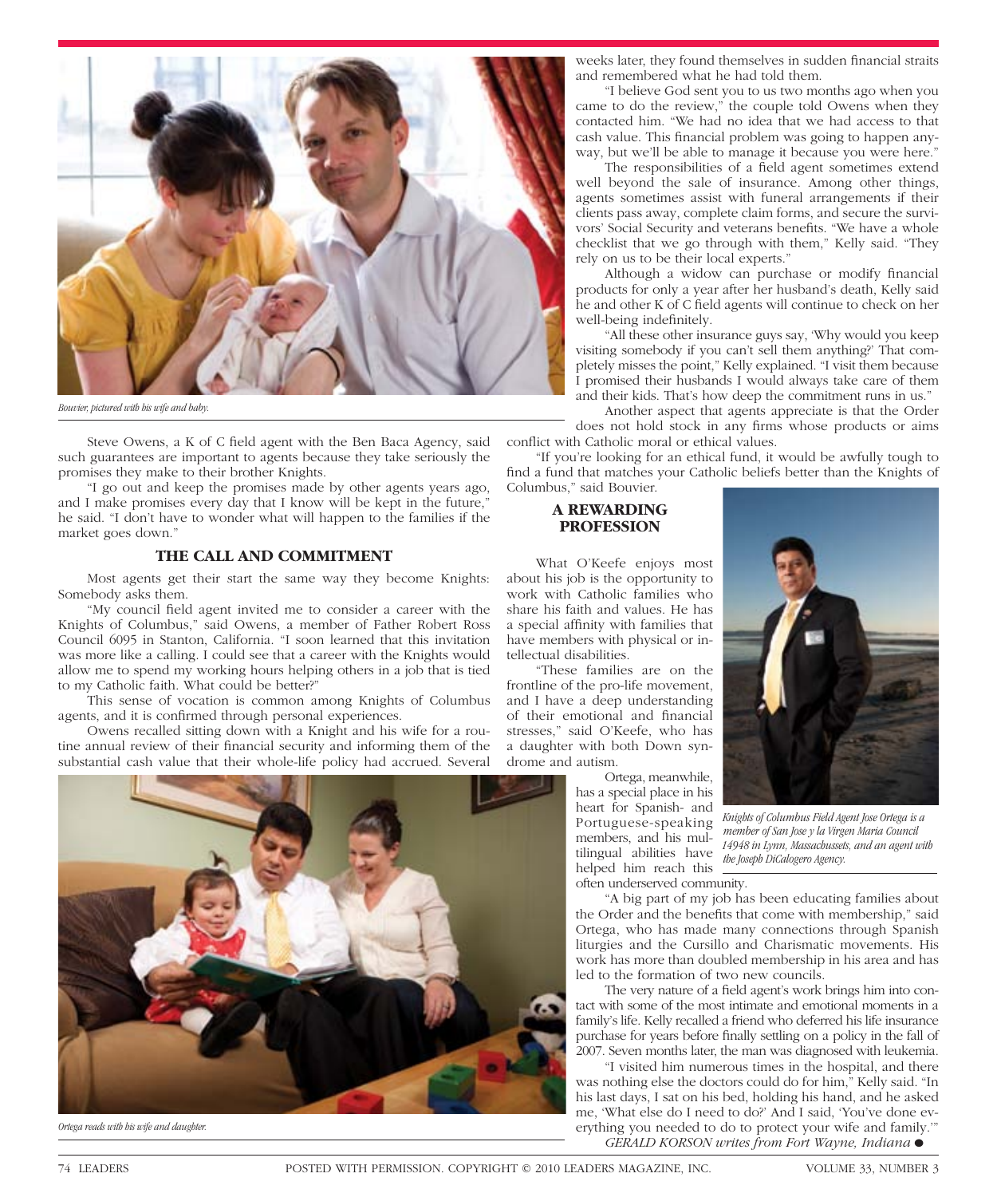*Bouvier, pictured with his wife and baby.*

Steve Owens, a K of C field agent with the Ben Baca Agency, said such guarantees are important to agents because they take seriously the promises they make to their brother Knights.

"I go out and keep the promises made by other agents years ago, and I make promises every day that I know will be kept in the future," he said. "I don't have to wonder what will happen to the families if the market goes down."

### THE CALL AND COMMITMENT

Most agents get their start the same way they become Knights: Somebody asks them.

"My council field agent invited me to consider a career with the Knights of Columbus," said Owens, a member of Father Robert Ross Council 6095 in Stanton, California. "I soon learned that this invitation was more like a calling. I could see that a career with the Knights would allow me to spend my working hours helping others in a job that is tied to my Catholic faith. What could be better?"

This sense of vocation is common among Knights of Columbus agents, and it is confirmed through personal experiences.

Owens recalled sitting down with a Knight and his wife for a routine annual review of their financial security and informing them of the substantial cash value that their whole-life policy had accrued. Several weeks later, they found themselves in sudden financial straits and remembered what he had told them.

"I believe God sent you to us two months ago when you came to do the review," the couple told Owens when they contacted him. "We had no idea that we had access to that cash value. This financial problem was going to happen anyway, but we'll be able to manage it because you were here."

The responsibilities of a field agent sometimes extend well beyond the sale of insurance. Among other things, agents sometimes assist with funeral arrangements if their clients pass away, complete claim forms, and secure the survivors' Social Security and veterans benefits. "We have a whole checklist that we go through with them," Kelly said. "They rely on us to be their local experts."

Although a widow can purchase or modify financial products for only a year after her husband's death, Kelly said he and other K of C field agents will continue to check on her well-being indefinitely.

"All these other insurance guys say, 'Why would you keep visiting somebody if you can't sell them anything?' That completely misses the point," Kelly explained. "I visit them because I promised their husbands I would always take care of them and their kids. That's how deep the commitment runs in us."

Another aspect that agents appreciate is that the Order does not hold stock in any firms whose products or aims conflict with Catholic moral or ethical values.

"If you're looking for an ethical fund, it would be awfully tough to find a fund that matches your Catholic beliefs better than the Knights of Columbus," said Bouvier.

### A REWARDING PROFESSION

What O'Keefe enjoys most about his job is the opportunity to work with Catholic families who share his faith and values. He has a special affinity with families that have members with physical or intellectual disabilities.

"These families are on the frontline of the pro-life movement, and I have a deep understanding of their emotional and financial stresses," said O'Keefe, who has a daughter with both Down syndrome and autism.

*Knights of Columbus Field Agent Jose Ortega is a member of San Jose y la Virgen Maria Council 14948 in Lynn, Massachussets, and an agent with the Joseph DiCalogero Agency.*

Ortega, meanwhile, has a special place in his heart for Spanish- and Portuguese-speaking members, and his multilingual abilities have helped him reach this often underserved community.

"A big part of my job has been educating families about the Order and the benefits that come with membership," said Ortega, who has made many connections through Spanish liturgies and the Cursillo and Charismatic movements. His work has more than doubled membership in his area and has led to the formation of two new councils.

The very nature of a field agent's work brings him into contact with some of the most intimate and emotional moments in a family's life. Kelly recalled a friend who deferred his life insurance purchase for years before finally settling on a policy in the fall of 2007. Seven months later, the man was diagnosed with leukemia.

"I visited him numerous times in the hospital, and there was nothing else the doctors could do for him," Kelly said. "In his last days, I sat on his bed, holding his hand, and he asked me, 'What else do I need to do?' And I said, 'You've done everything you needed to do to protect your wife and family.'"

*GERALD KORSON writes from Fort Wayne, Indiana* ●

*Ortega reads with his wife and daughter.*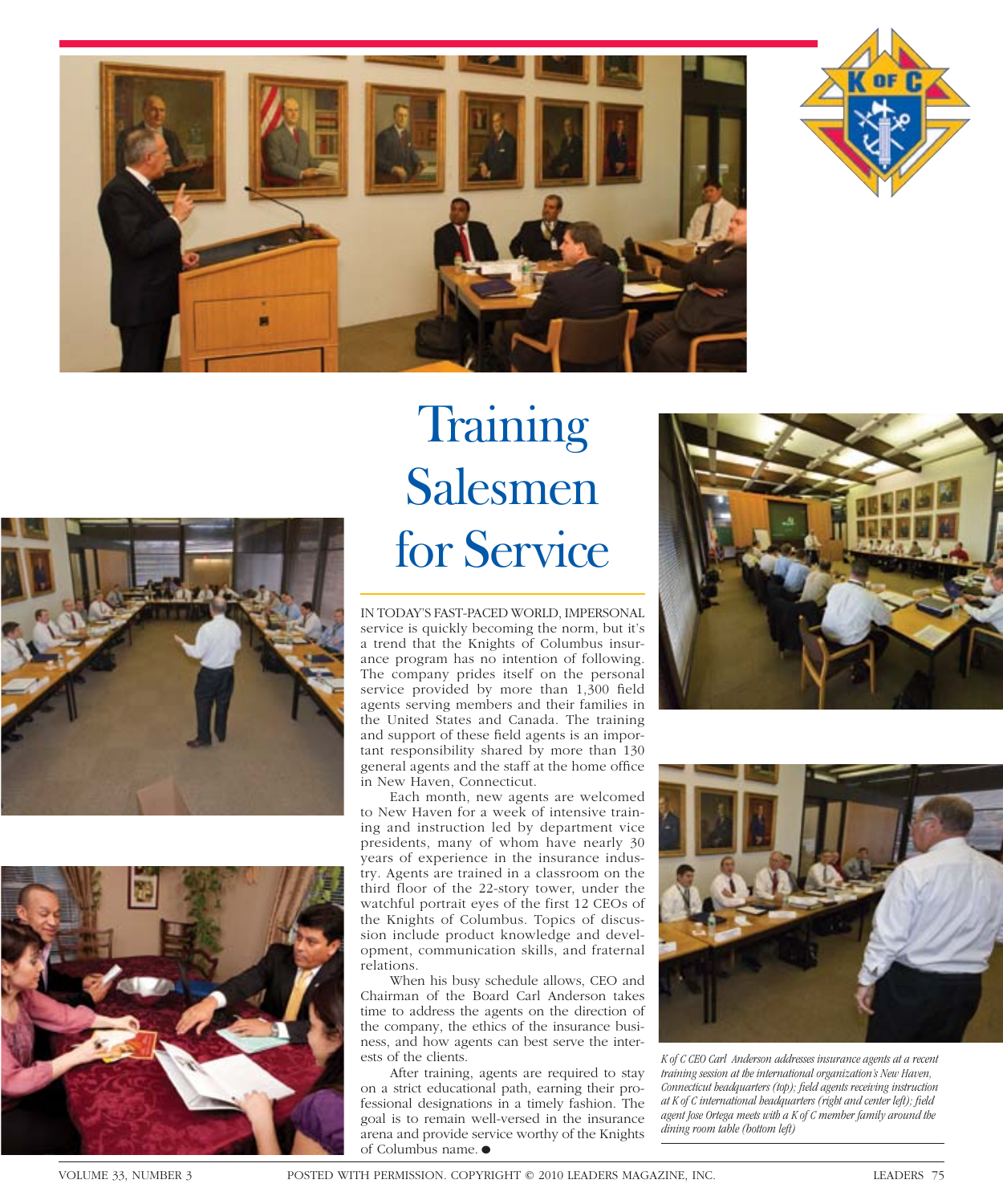# Training Salesmen for Service

IN TODAY'S FAST-PACED WORLD, IMPERSONAL service is quickly becoming the norm, but it's a trend that the Knights of Columbus insurance program has no intention of following. The company prides itself on the personal service provided by more than 1,300 field agents serving members and their families in the United States and Canada. The training and support of these field agents is an important responsibility shared by more than 130 general agents and the staff at the home office in New Haven, Connecticut.

Each month, new agents are welcomed to New Haven for a week of intensive training and instruction led by department vice presidents, many of whom have nearly 30 years of experience in the insurance industry. Agents are trained in a classroom on the third floor of the 22-story tower, under the watchful portrait eyes of the first 12 CEOs of the Knights of Columbus. Topics of discussion include product knowledge and development, communication skills, and fraternal relations.

When his busy schedule allows, CEO and Chairman of the Board Carl Anderson takes time to address the agents on the direction of the company, the ethics of the insurance business, and how agents can best serve the interests of the clients.

After training, agents are required to stay on a strict educational path, earning their professional designations in a timely fashion. The goal is to remain well-versed in the insurance arena and provide service worthy of the Knights of Columbus name. ●

*K of C CEO Carl Anderson addresses insurance agents at a recent training session at the international organization's New Haven, Connecticut headquarters (top); field agents receiving instruction at K of C international headquarters (right and center left); field agent Jose Ortega meets with a K of C member family around the dining room table (bottom left)*